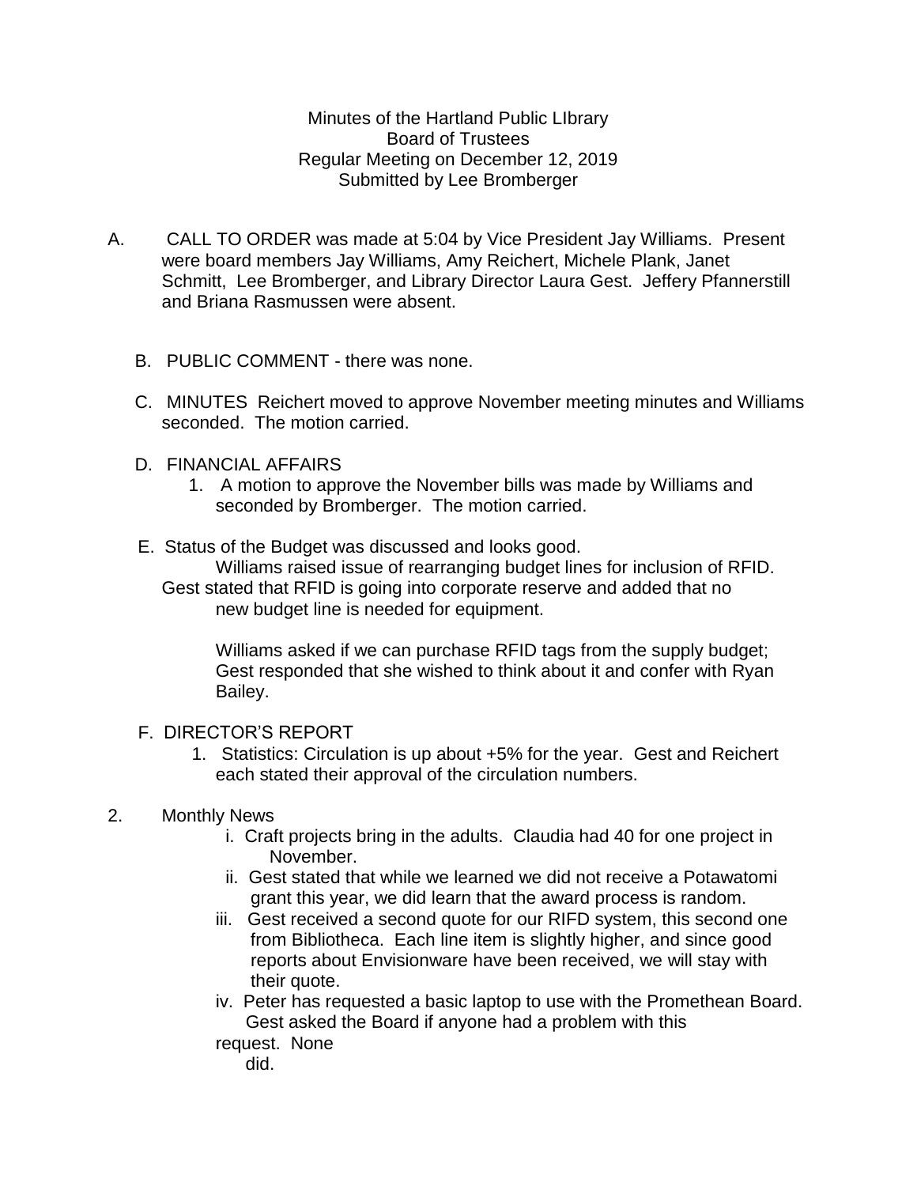Minutes of the Hartland Public LIbrary
Board of Trustees
Regular Meeting on December 12, 2019
Submitted by Lee Bromberger

A. CALL TO ORDER was made at 5:04 by Vice President Jay Williams. Present were board members Jay Williams, Amy Reichert, Michele Plank, Janet Schmitt, Lee Bromberger, and Library Director Laura Gest. Jeffery Pfannerstill and Briana Rasmussen were absent.

B. PUBLIC COMMENT - there was none.

C. MINUTES Reichert moved to approve November meeting minutes and Williams seconded. The motion carried.

D. FINANCIAL AFFAIRS
   1. A motion to approve the November bills was made by Williams and seconded by Bromberger. The motion carried.

E. Status of the Budget was discussed and looks good.
   Williams raised issue of rearranging budget lines for inclusion of RFID. Gest stated that RFID is going into corporate reserve and added that no new budget line is needed for equipment.

   Williams asked if we can purchase RFID tags from the supply budget; Gest responded that she wished to think about it and confer with Ryan Bailey.

F. DIRECTOR'S REPORT
   1. Statistics: Circulation is up about +5% for the year. Gest and Reichert each stated their approval of the circulation numbers.

2. Monthly News
   i. Craft projects bring in the adults. Claudia had 40 for one project in November.
   ii. Gest stated that while we learned we did not receive a Potawatomi grant this year, we did learn that the award process is random.
   iii. Gest received a second quote for our RIFD system, this second one from Bibliotheca. Each line item is slightly higher, and since good reports about Envisionware have been received, we will stay with their quote.
   iv. Peter has requested a basic laptop to use with the Promethean Board. Gest asked the Board if anyone had a problem with this request. None did.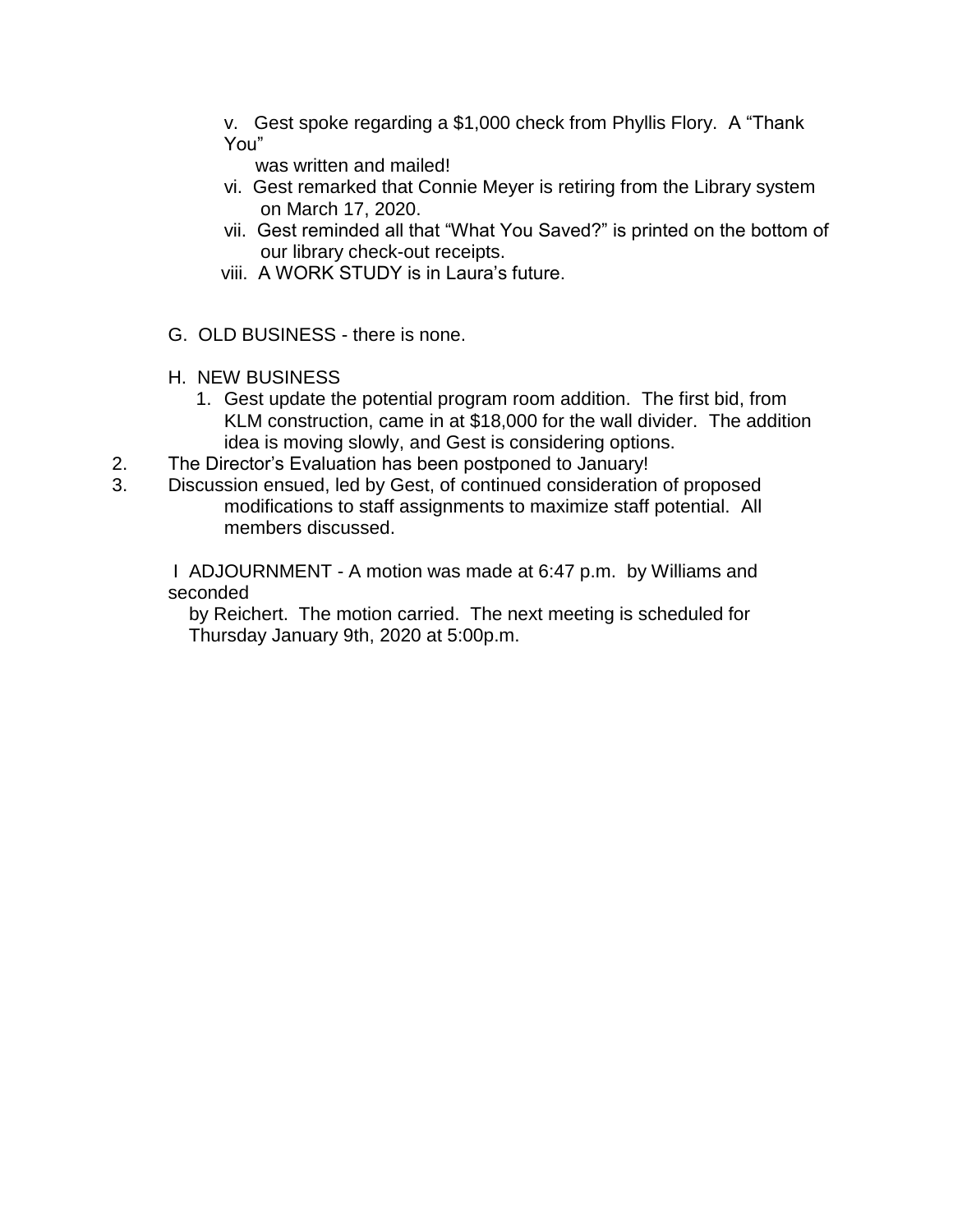v. Gest spoke regarding a $1,000 check from Phyllis Flory. A "Thank You" was written and mailed!

vi. Gest remarked that Connie Meyer is retiring from the Library system on March 17, 2020.

vii. Gest reminded all that "What You Saved?" is printed on the bottom of our library check-out receipts.

viii. A WORK STUDY is in Laura's future.

G. OLD BUSINESS - there is none.

H. NEW BUSINESS

1. Gest update the potential program room addition. The first bid, from KLM construction, came in at $18,000 for the wall divider. The addition idea is moving slowly, and Gest is considering options.
2. The Director's Evaluation has been postponed to January!
3. Discussion ensued, led by Gest, of continued consideration of proposed modifications to staff assignments to maximize staff potential. All members discussed.

I ADJOURNMENT - A motion was made at 6:47 p.m. by Williams and seconded by Reichert. The motion carried. The next meeting is scheduled for Thursday January 9th, 2020 at 5:00p.m.